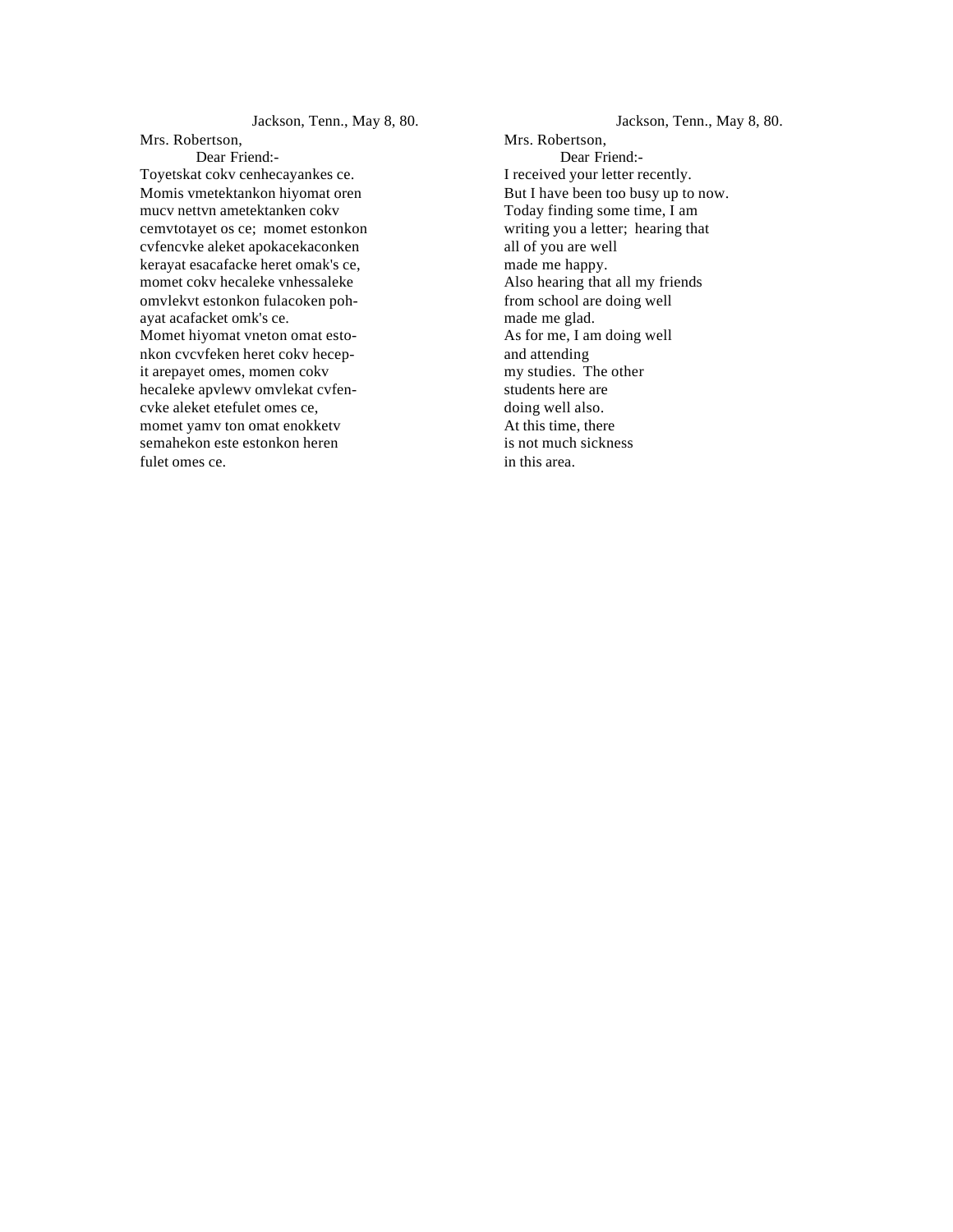Jackson, Tenn., May 8, 80.

Mrs. Robertson,

Dear Friend:-

Toyetskat cokv cenhecayankes ce.
Momis vmetektankon hiyomat oren
mucv nettvn ametektanken cokv
cemvtotayet os ce; momet estonkon
cvfencvke aleket apokacekaconken
kerayat esacafacke heret omak's ce,
momet cokv hecaleke vnhessaleke
omvlekvt estonkon fulacoken poh-
ayat acafacket omk's ce.
Momet hiyomat vneton omat esto-
nkon cvcvfeken heret cokv hecep-
it arepayet omes, momen cokv
hecaleke apvlewv omvlekat cvfen-
cvke aleket etefulet omes ce,
momet yamv ton omat enokketv
semahekon este estonkon heren
fulet omes ce.

Jackson, Tenn., May 8, 80.

Mrs. Robertson,

Dear Friend:-

I received your letter recently.
But I have been too busy up to now.
Today finding some time, I am
writing you a letter; hearing that
all of you are well
made me happy.
Also hearing that all my friends
from school are doing well
made me glad.
As for me, I am doing well
and attending
my studies. The other
students here are
doing well also.
At this time, there
is not much sickness
in this area.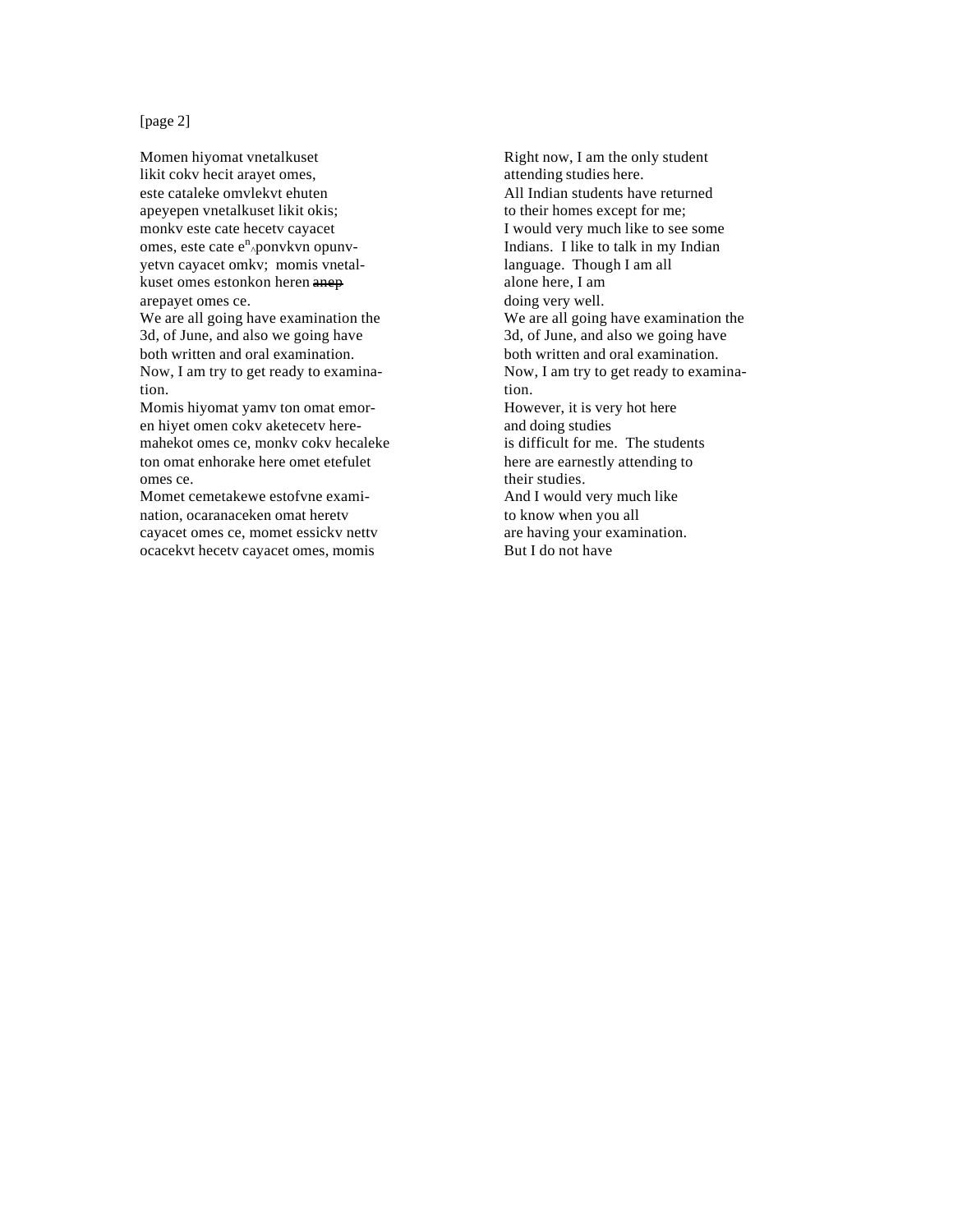[page 2]

Momen hiyomat vnetalkuset
likit cokv hecit arayet omes,
este cataleke omvlekvt ehuten
apeyepen vnetalkuset likit okis;
monkv este cate hecetv cayacet
omes, este cate e$^{n}_{\wedge}$ponvkvn opunv-
yetvn cayacet omkv; momis vnetal-
kuset omes estonkon heren ~~anep~~
arepayet omes ce.
We are all going have examination the
3d, of June, and also we going have
both written and oral examination.
Now, I am try to get ready to examina-
tion.
Momis hiyomat yamv ton omat emor-
en hiyet omen cokv aketecetv here-
mahekot omes ce, monkv cokv hecaleke
ton omat enhorake here omet etefulet
omes ce.
Momet cemetakewe estofvne exami-
nation, ocaranaceken omat heretv
cayacet omes ce, momet essickv nettv
ocacekvt hecetv cayacet omes, momis

Right now, I am the only student
attending studies here.
All Indian students have returned
to their homes except for me;
I would very much like to see some
Indians. I like to talk in my Indian
language. Though I am all
alone here, I am
doing very well.
We are all going have examination the
3d, of June, and also we going have
both written and oral examination.
Now, I am try to get ready to examina-
tion.
However, it is very hot here
and doing studies
is difficult for me. The students
here are earnestly attending to
their studies.
And I would very much like
to know when you all
are having your examination.
But I do not have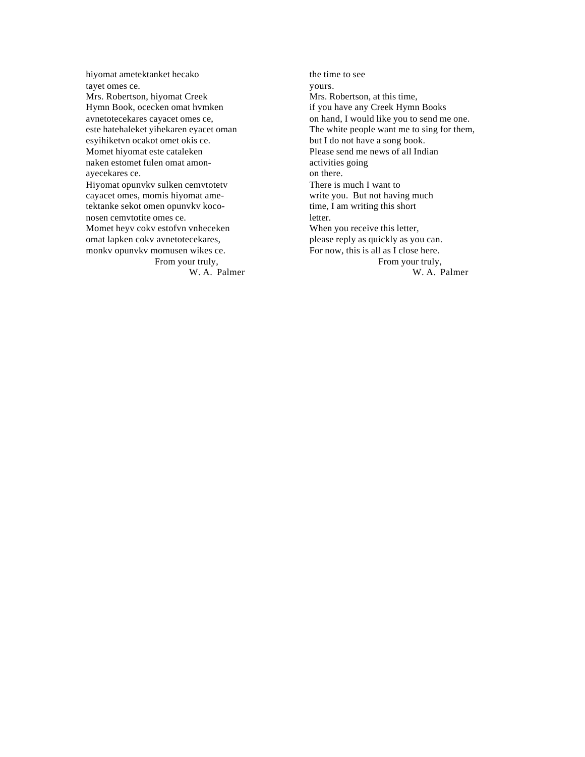hiyomat ametektanket hecako
tayet omes ce.
Mrs. Robertson, hiyomat Creek
Hymn Book, ocecken omat hvmken
avnetotecekares cayacet omes ce,
este hatehaleket yihekaren eyacet oman
esyihiketvn ocakot omet okis ce.
Momet hiyomat este cataleken
naken estomet fulen omat amon-
ayecekares ce.
Hiyomat opunvkv sulken cemvtotetv
cayacet omes, momis hiyomat ame-
tektanke sekot omen opunvkv koco-
nosen cemvtotite omes ce.
Momet heyv cokv estofvn vnheceken
omat lapken cokv avnetotecekares,
monkv opunvkv momusen wikes ce.

From your truly,
W. A. Palmer

the time to see
yours.
Mrs. Robertson, at this time,
if you have any Creek Hymn Books
on hand, I would like you to send me one.
The white people want me to sing for them,
but I do not have a song book.
Please send me news of all Indian
activities going
on there.
There is much I want to
write you. But not having much
time, I am writing this short
letter.
When you receive this letter,
please reply as quickly as you can.
For now, this is all as I close here.

From your truly,
W. A. Palmer